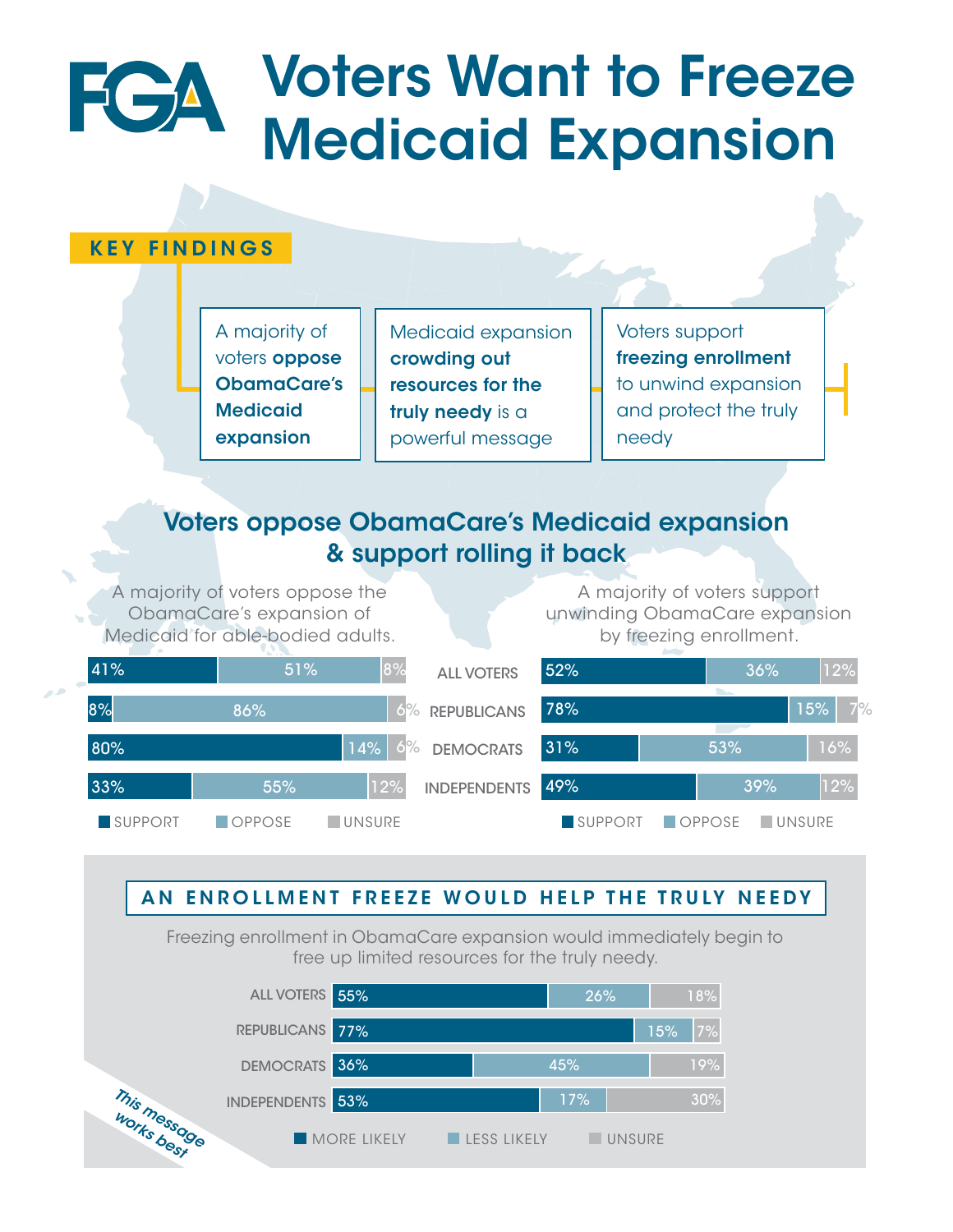# FGA Voters Want to Freeze Medicaid Expansion

**KEY FINDINGS**

- A majority of voters **oppose ObamaCare's Medicaid expansion**
- Medicaid expansion **crowding out resources for the truly needy** is a powerful message
- Voters support **freezing enrollment** to unwind expansion and protect the truly needy

## Voters oppose ObamaCare's Medicaid expansion & support rolling it back

A majority of voters oppose the ObamaCare's expansion of Medicaid for able-bodied adults.

| | SUPPORT | OPPOSE | UNSURE |
|---|---|---|---|
| ALL VOTERS | 41% | 51% | 8% |
| REPUBLICANS | 8% | 86% | 6% |
| DEMOCRATS | 80% | 14% | 6% |
| INDEPENDENTS | 33% | 55% | 12% |

A majority of voters support unwinding ObamaCare expansion by freezing enrollment.

| | SUPPORT | OPPOSE | UNSURE |
|---|---|---|---|
| ALL VOTERS | 52% | 36% | 12% |
| REPUBLICANS | 78% | 15% | 7% |
| DEMOCRATS | 31% | 53% | 16% |
| INDEPENDENTS | 49% | 39% | 12% |

## AN ENROLLMENT FREEZE WOULD HELP THE TRULY NEEDY

Freezing enrollment in ObamaCare expansion would immediately begin to free up limited resources for the truly needy.

| | MORE LIKELY | LESS LIKELY | UNSURE |
|---|---|---|---|
| ALL VOTERS | 55% | 26% | 18% |
| REPUBLICANS | 77% | 15% | 7% |
| DEMOCRATS | 36% | 45% | 19% |
| INDEPENDENTS | 53% | 17% | 30% |

*This message works best*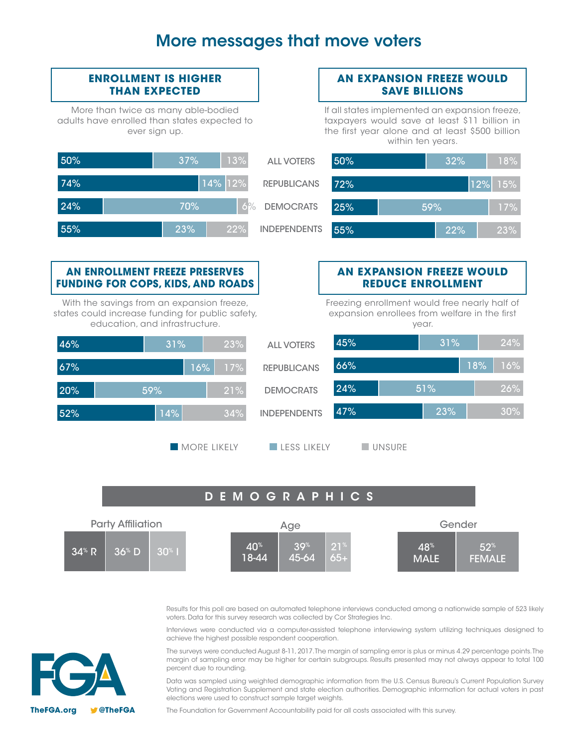# More messages that move voters

## ENROLLMENT IS HIGHER THAN EXPECTED

More than twice as many able-bodied adults have enrolled than states expected to ever sign up.

ALL VOTERS: 50% 37% 13%

REPUBLICANS: 74% 14% 12%

DEMOCRATS: 24% 70% 6%

INDEPENDENTS: 55% 23% 22%

## AN EXPANSION FREEZE WOULD SAVE BILLIONS

If all states implemented an expansion freeze, taxpayers would save at least $11 billion in the first year alone and at least $500 billion within ten years.

ALL VOTERS: 50% 32% 18%

REPUBLICANS: 72% 12% 15%

DEMOCRATS: 25% 59% 17%

INDEPENDENTS: 55% 22% 23%

## AN ENROLLMENT FREEZE PRESERVES FUNDING FOR COPS, KIDS, AND ROADS

With the savings from an expansion freeze, states could increase funding for public safety, education, and infrastructure.

ALL VOTERS: 46% 31% 23%

REPUBLICANS: 67% 16% 17%

DEMOCRATS: 20% 59% 21%

INDEPENDENTS: 52% 14% 34%

## AN EXPANSION FREEZE WOULD REDUCE ENROLLMENT

Freezing enrollment would free nearly half of expansion enrollees from welfare in the first year.

ALL VOTERS: 45% 31% 24%

REPUBLICANS: 66% 18% 16%

DEMOCRATS: 24% 51% 26%

INDEPENDENTS: 47% 23% 30%

MORE LIKELY LESS LIKELY UNSURE

## DEMOGRAPHICS

Party Affiliation

34% R 36% D 30% I

Age

40% 18-44 39% 45-64 21% 65+

Gender

48% MALE 52% FEMALE

Results for this poll are based on automated telephone interviews conducted among a nationwide sample of 523 likely voters. Data for this survey research was collected by Cor Strategies Inc.

Interviews were conducted via a computer-assisted telephone interviewing system utilizing techniques designed to achieve the highest possible respondent cooperation.

The surveys were conducted August 8-11, 2017. The margin of sampling error is plus or minus 4.29 percentage points. The margin of sampling error may be higher for certain subgroups. Results presented may not always appear to total 100 percent due to rounding.

Data was sampled using weighted demographic information from the U.S. Census Bureau's Current Population Survey Voting and Registration Supplement and state election authorities. Demographic information for actual voters in past elections were used to construct sample target weights.

The Foundation for Government Accountability paid for all costs associated with this survey.

FGA

TheFGA.org @TheFGA